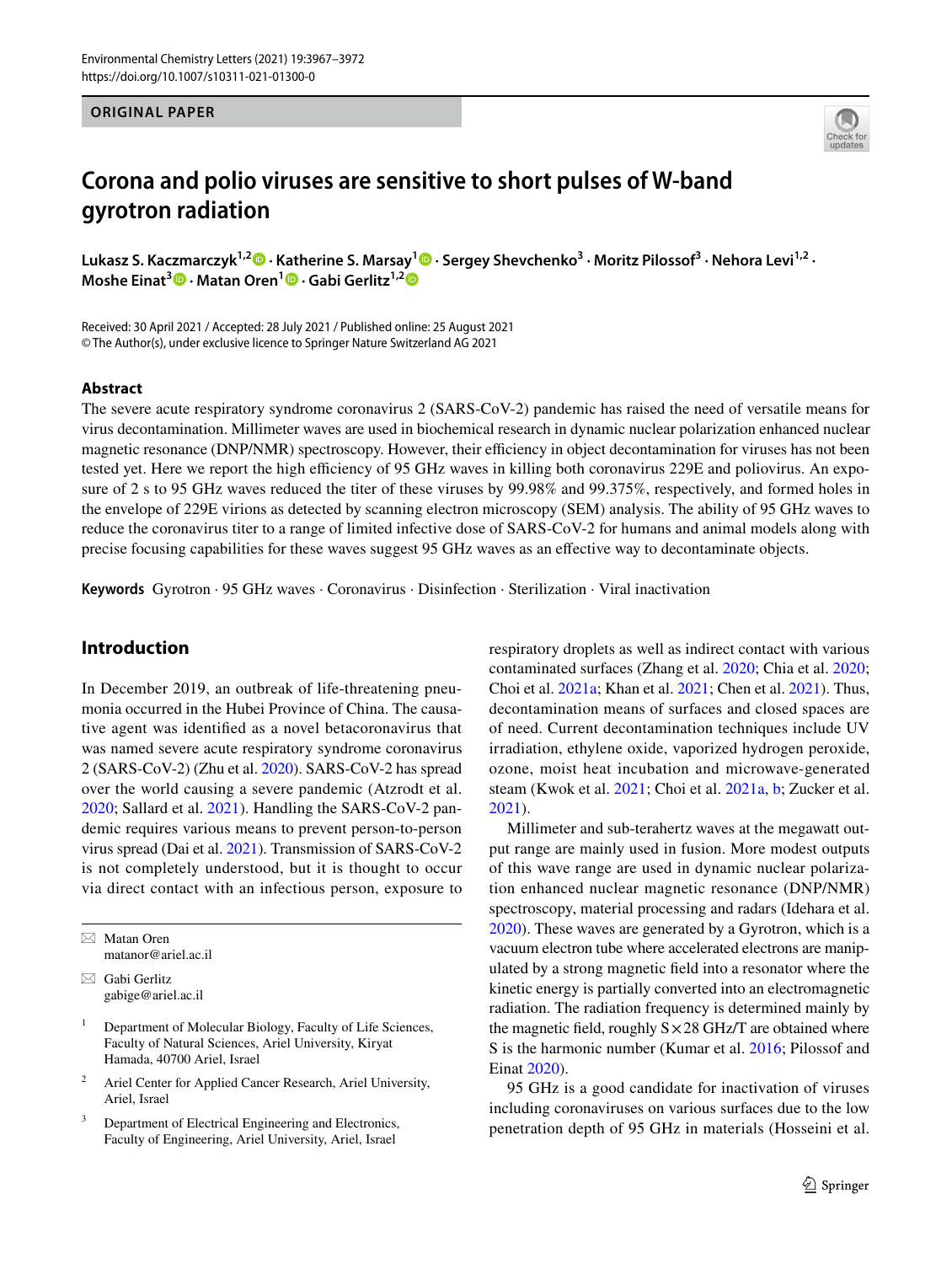**ORIGINAL PAPER**

# Corona and polio viruses are sensitive to short pulses of W-band gyrotron radiation

**Lukasz S. Kaczmarczyk[1,2] · Katherine S. Marsay[1] · Sergey Shevchenko[3] · Moritz Pilossof[3] · Nehora Levi[1,2] · Moshe Einat[3] · Matan Oren[1] · Gabi Gerlitz[1,2]**

Received: 30 April 2021 / Accepted: 28 July 2021 / Published online: 25 August 2021
© The Author(s), under exclusive licence to Springer Nature Switzerland AG 2021

## Abstract

The severe acute respiratory syndrome coronavirus 2 (SARS-CoV-2) pandemic has raised the need of versatile means for virus decontamination. Millimeter waves are used in biochemical research in dynamic nuclear polarization enhanced nuclear magnetic resonance (DNP/NMR) spectroscopy. However, their efficiency in object decontamination for viruses has not been tested yet. Here we report the high efficiency of 95 GHz waves in killing both coronavirus 229E and poliovirus. An exposure of 2 s to 95 GHz waves reduced the titer of these viruses by 99.98% and 99.375%, respectively, and formed holes in the envelope of 229E virions as detected by scanning electron microscopy (SEM) analysis. The ability of 95 GHz waves to reduce the coronavirus titer to a range of limited infective dose of SARS-CoV-2 for humans and animal models along with precise focusing capabilities for these waves suggest 95 GHz waves as an effective way to decontaminate objects.

**Keywords** Gyrotron · 95 GHz waves · Coronavirus · Disinfection · Sterilization · Viral inactivation

## Introduction

In December 2019, an outbreak of life-threatening pneumonia occurred in the Hubei Province of China. The causative agent was identified as a novel betacoronavirus that was named severe acute respiratory syndrome coronavirus 2 (SARS-CoV-2) (Zhu et al. 2020). SARS-CoV-2 has spread over the world causing a severe pandemic (Atzrodt et al. 2020; Sallard et al. 2021). Handling the SARS-CoV-2 pandemic requires various means to prevent person-to-person virus spread (Dai et al. 2021). Transmission of SARS-CoV-2 is not completely understood, but it is thought to occur via direct contact with an infectious person, exposure to respiratory droplets as well as indirect contact with various contaminated surfaces (Zhang et al. 2020; Chia et al. 2020; Choi et al. 2021a; Khan et al. 2021; Chen et al. 2021). Thus, decontamination means of surfaces and closed spaces are of need. Current decontamination techniques include UV irradiation, ethylene oxide, vaporized hydrogen peroxide, ozone, moist heat incubation and microwave-generated steam (Kwok et al. 2021; Choi et al. 2021a, b; Zucker et al. 2021).

Millimeter and sub-terahertz waves at the megawatt output range are mainly used in fusion. More modest outputs of this wave range are used in dynamic nuclear polarization enhanced nuclear magnetic resonance (DNP/NMR) spectroscopy, material processing and radars (Idehara et al. 2020). These waves are generated by a Gyrotron, which is a vacuum electron tube where accelerated electrons are manipulated by a strong magnetic field into a resonator where the kinetic energy is partially converted into an electromagnetic radiation. The radiation frequency is determined mainly by the magnetic field, roughly $S \times 28$ GHz/T are obtained where S is the harmonic number (Kumar et al. 2016; Pilossof and Einat 2020).

95 GHz is a good candidate for inactivation of viruses including coronaviruses on various surfaces due to the low penetration depth of 95 GHz in materials (Hosseini et al.

---

✉ Matan Oren
matanor@ariel.ac.il

✉ Gabi Gerlitz
gabige@ariel.ac.il

[1] Department of Molecular Biology, Faculty of Life Sciences, Faculty of Natural Sciences, Ariel University, Kiryat Hamada, 40700 Ariel, Israel

[2] Ariel Center for Applied Cancer Research, Ariel University, Ariel, Israel

[3] Department of Electrical Engineering and Electronics, Faculty of Engineering, Ariel University, Ariel, Israel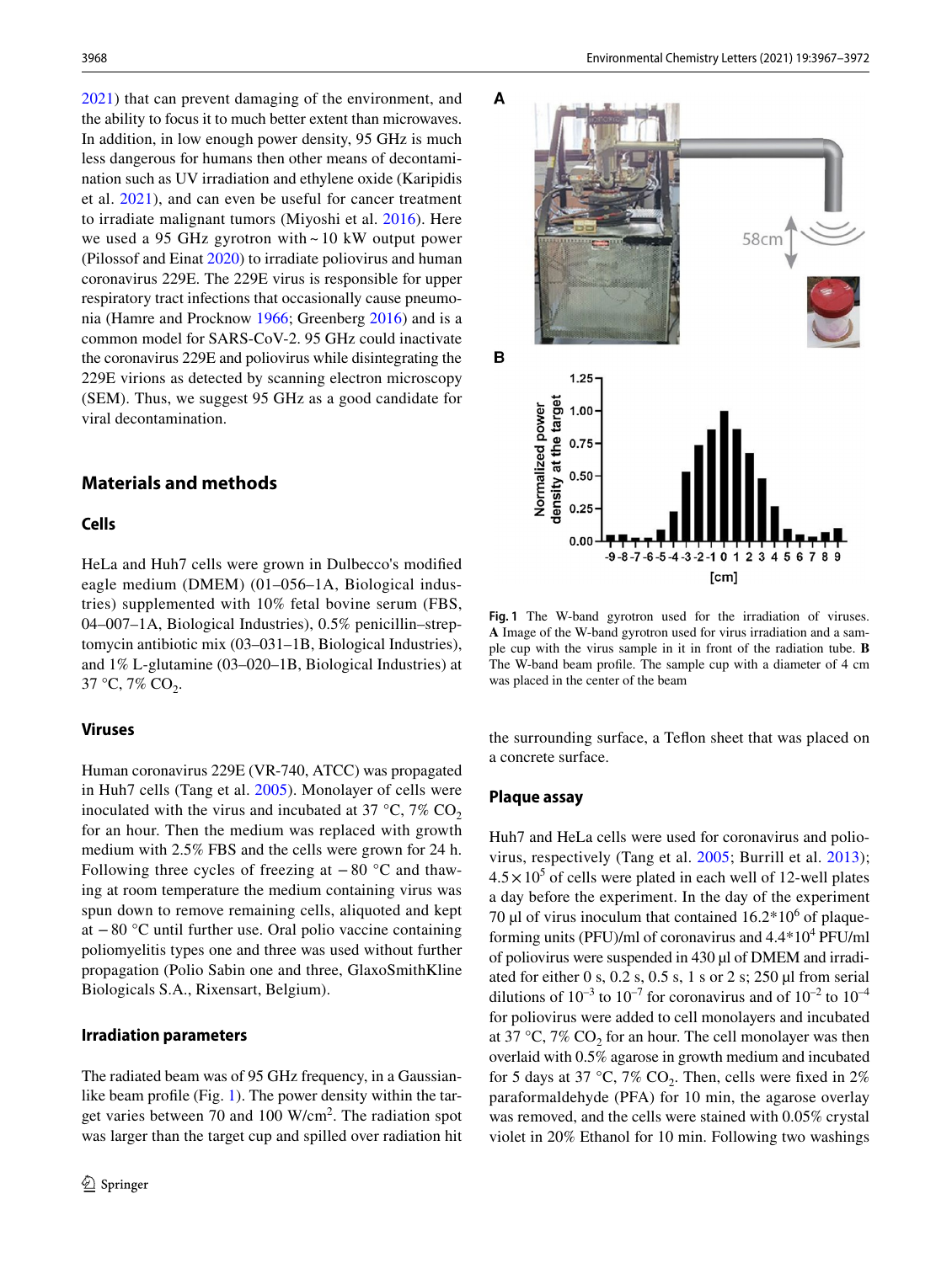2021) that can prevent damaging of the environment, and the ability to focus it to much better extent than microwaves. In addition, in low enough power density, 95 GHz is much less dangerous for humans then other means of decontamination such as UV irradiation and ethylene oxide (Karipidis et al. 2021), and can even be useful for cancer treatment to irradiate malignant tumors (Miyoshi et al. 2016). Here we used a 95 GHz gyrotron with ~ 10 kW output power (Pilossof and Einat 2020) to irradiate poliovirus and human coronavirus 229E. The 229E virus is responsible for upper respiratory tract infections that occasionally cause pneumonia (Hamre and Procknow 1966; Greenberg 2016) and is a common model for SARS-CoV-2. 95 GHz could inactivate the coronavirus 229E and poliovirus while disintegrating the 229E virions as detected by scanning electron microscopy (SEM). Thus, we suggest 95 GHz as a good candidate for viral decontamination.

## Materials and methods

### Cells

HeLa and Huh7 cells were grown in Dulbecco's modified eagle medium (DMEM) (01–056–1A, Biological industries) supplemented with 10% fetal bovine serum (FBS, 04–007–1A, Biological Industries), 0.5% penicillin–streptomycin antibiotic mix (03–031–1B, Biological Industries), and 1% L-glutamine (03–020–1B, Biological Industries) at 37 °C, 7% $CO_2$.

### Viruses

Human coronavirus 229E (VR-740, ATCC) was propagated in Huh7 cells (Tang et al. 2005). Monolayer of cells were inoculated with the virus and incubated at 37 °C, 7% $CO_2$ for an hour. Then the medium was replaced with growth medium with 2.5% FBS and the cells were grown for 24 h. Following three cycles of freezing at − 80 °C and thawing at room temperature the medium containing virus was spun down to remove remaining cells, aliquoted and kept at − 80 °C until further use. Oral polio vaccine containing poliomyelitis types one and three was used without further propagation (Polio Sabin one and three, GlaxoSmithKline Biologicals S.A., Rixensart, Belgium).

### Irradiation parameters

The radiated beam was of 95 GHz frequency, in a Gaussian-like beam profile (Fig. 1). The power density within the target varies between 70 and 100 W/cm$^2$. The radiation spot was larger than the target cup and spilled over radiation hit the surrounding surface, a Teflon sheet that was placed on a concrete surface.

**Fig. 1** The W-band gyrotron used for the irradiation of viruses. **A** Image of the W-band gyrotron used for virus irradiation and a sample cup with the virus sample in it in front of the radiation tube. **B** The W-band beam profile. The sample cup with a diameter of 4 cm was placed in the center of the beam

### Plaque assay

Huh7 and HeLa cells were used for coronavirus and poliovirus, respectively (Tang et al. 2005; Burrill et al. 2013); $4.5 \times 10^5$ of cells were plated in each well of 12-well plates a day before the experiment. In the day of the experiment 70 µl of virus inoculum that contained $16.2*10^6$ of plaque-forming units (PFU)/ml of coronavirus and $4.4*10^4$ PFU/ml of poliovirus were suspended in 430 µl of DMEM and irradiated for either 0 s, 0.2 s, 0.5 s, 1 s or 2 s; 250 µl from serial dilutions of $10^{-3}$ to $10^{-7}$ for coronavirus and of $10^{-2}$ to $10^{-4}$ for poliovirus were added to cell monolayers and incubated at 37 °C, 7% $CO_2$ for an hour. The cell monolayer was then overlaid with 0.5% agarose in growth medium and incubated for 5 days at 37 °C, 7% $CO_2$. Then, cells were fixed in 2% paraformaldehyde (PFA) for 10 min, the agarose overlay was removed, and the cells were stained with 0.05% crystal violet in 20% Ethanol for 10 min. Following two washings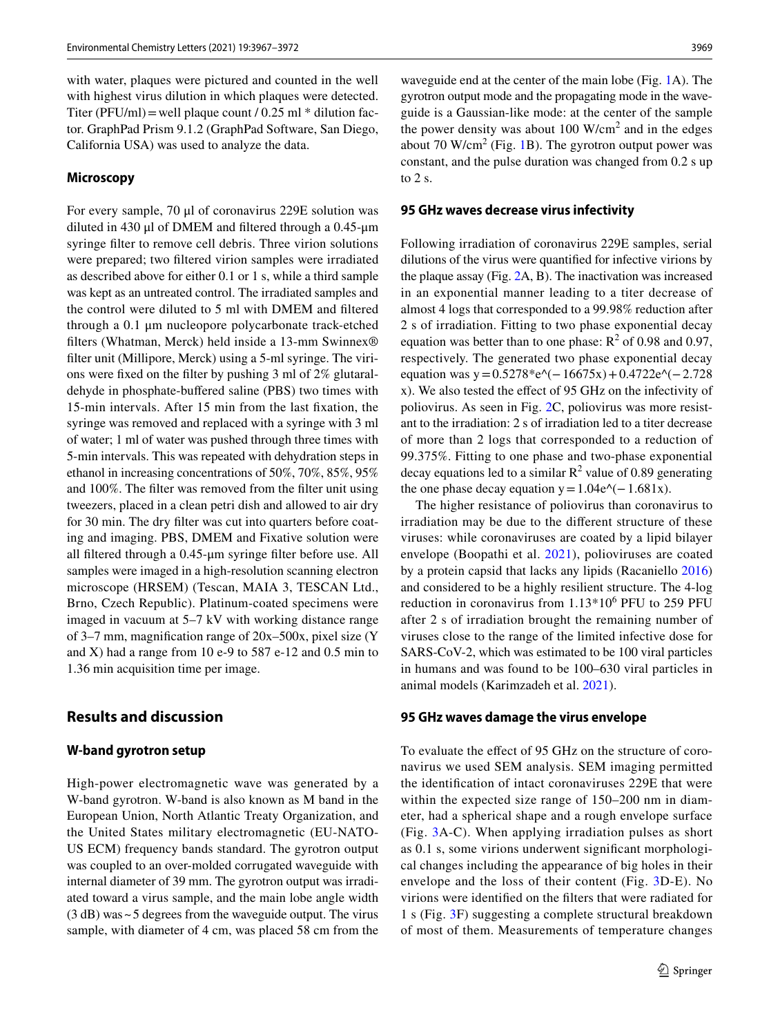with water, plaques were pictured and counted in the well with highest virus dilution in which plaques were detected. Titer (PFU/ml) = well plaque count / 0.25 ml * dilution factor. GraphPad Prism 9.1.2 (GraphPad Software, San Diego, California USA) was used to analyze the data.

### Microscopy

For every sample, 70 µl of coronavirus 229E solution was diluted in 430 µl of DMEM and filtered through a 0.45-µm syringe filter to remove cell debris. Three virion solutions were prepared; two filtered virion samples were irradiated as described above for either 0.1 or 1 s, while a third sample was kept as an untreated control. The irradiated samples and the control were diluted to 5 ml with DMEM and filtered through a 0.1 µm nucleopore polycarbonate track-etched filters (Whatman, Merck) held inside a 13-mm Swinnex® filter unit (Millipore, Merck) using a 5-ml syringe. The virions were fixed on the filter by pushing 3 ml of 2% glutaraldehyde in phosphate-buffered saline (PBS) two times with 15-min intervals. After 15 min from the last fixation, the syringe was removed and replaced with a syringe with 3 ml of water; 1 ml of water was pushed through three times with 5-min intervals. This was repeated with dehydration steps in ethanol in increasing concentrations of 50%, 70%, 85%, 95% and 100%. The filter was removed from the filter unit using tweezers, placed in a clean petri dish and allowed to air dry for 30 min. The dry filter was cut into quarters before coating and imaging. PBS, DMEM and Fixative solution were all filtered through a 0.45-µm syringe filter before use. All samples were imaged in a high-resolution scanning electron microscope (HRSEM) (Tescan, MAIA 3, TESCAN Ltd., Brno, Czech Republic). Platinum-coated specimens were imaged in vacuum at 5–7 kV with working distance range of 3–7 mm, magnification range of 20x–500x, pixel size (Y and X) had a range from 10 e-9 to 587 e-12 and 0.5 min to 1.36 min acquisition time per image.

## Results and discussion

### W-band gyrotron setup

High-power electromagnetic wave was generated by a W-band gyrotron. W-band is also known as M band in the European Union, North Atlantic Treaty Organization, and the United States military electromagnetic (EU-NATO-US ECM) frequency bands standard. The gyrotron output was coupled to an over-molded corrugated waveguide with internal diameter of 39 mm. The gyrotron output was irradiated toward a virus sample, and the main lobe angle width (3 dB) was ~ 5 degrees from the waveguide output. The virus sample, with diameter of 4 cm, was placed 58 cm from the waveguide end at the center of the main lobe (Fig. 1A). The gyrotron output mode and the propagating mode in the waveguide is a Gaussian-like mode: at the center of the sample the power density was about 100 W/cm$^2$ and in the edges about 70 W/cm$^2$ (Fig. 1B). The gyrotron output power was constant, and the pulse duration was changed from 0.2 s up to 2 s.

### 95 GHz waves decrease virus infectivity

Following irradiation of coronavirus 229E samples, serial dilutions of the virus were quantified for infective virions by the plaque assay (Fig. 2A, B). The inactivation was increased in an exponential manner leading to a titer decrease of almost 4 logs that corresponded to a 99.98% reduction after 2 s of irradiation. Fitting to two phase exponential decay equation was better than to one phase: $R^2$ of 0.98 and 0.97, respectively. The generated two phase exponential decay equation was $y = 0.5278{*}e^{(-16675x)} + 0.4722e^{(-2.728x)}$. We also tested the effect of 95 GHz on the infectivity of poliovirus. As seen in Fig. 2C, poliovirus was more resistant to the irradiation: 2 s of irradiation led to a titer decrease of more than 2 logs that corresponded to a reduction of 99.375%. Fitting to one phase and two-phase exponential decay equations led to a similar $R^2$ value of 0.89 generating the one phase decay equation $y = 1.04e^{(-1.681x)}$.

The higher resistance of poliovirus than coronavirus to irradiation may be due to the different structure of these viruses: while coronaviruses are coated by a lipid bilayer envelope (Boopathi et al. 2021), polioviruses are coated by a protein capsid that lacks any lipids (Racaniello 2016) and considered to be a highly resilient structure. The 4-log reduction in coronavirus from $1.13{*}10^6$ PFU to 259 PFU after 2 s of irradiation brought the remaining number of viruses close to the range of the limited infective dose for SARS-CoV-2, which was estimated to be 100 viral particles in humans and was found to be 100–630 viral particles in animal models (Karimzadeh et al. 2021).

### 95 GHz waves damage the virus envelope

To evaluate the effect of 95 GHz on the structure of coronavirus we used SEM analysis. SEM imaging permitted the identification of intact coronaviruses 229E that were within the expected size range of 150–200 nm in diameter, had a spherical shape and a rough envelope surface (Fig. 3A-C). When applying irradiation pulses as short as 0.1 s, some virions underwent significant morphological changes including the appearance of big holes in their envelope and the loss of their content (Fig. 3D-E). No virions were identified on the filters that were radiated for 1 s (Fig. 3F) suggesting a complete structural breakdown of most of them. Measurements of temperature changes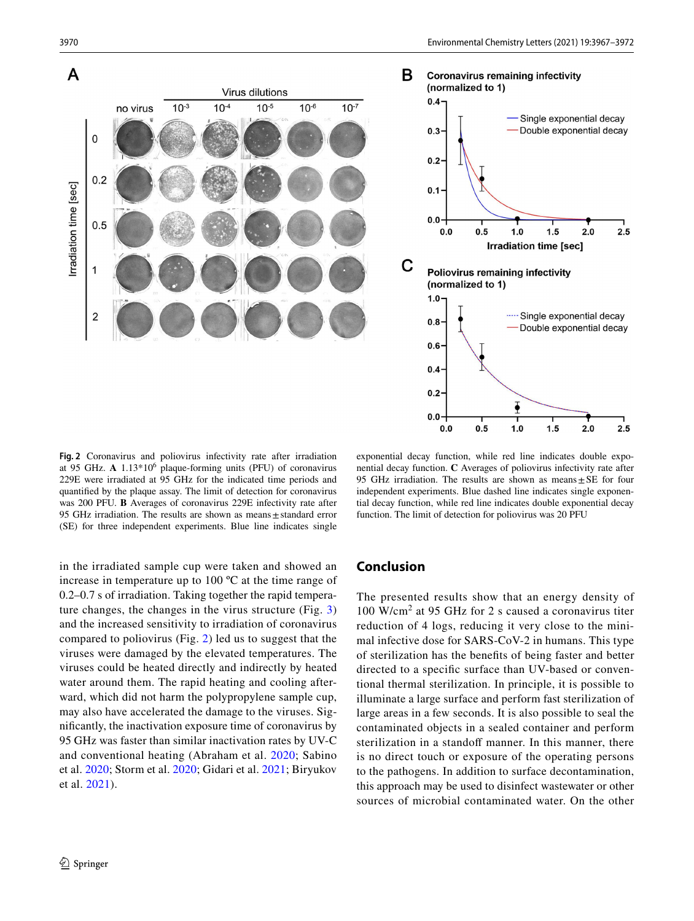Fig. 2 Coronavirus and poliovirus infectivity rate after irradiation at 95 GHz. **A** $1.13*10^6$ plaque-forming units (PFU) of coronavirus 229E were irradiated at 95 GHz for the indicated time periods and quantified by the plaque assay. The limit of detection for coronavirus was 200 PFU. **B** Averages of coronavirus 229E infectivity rate after 95 GHz irradiation. The results are shown as means ± standard error (SE) for three independent experiments. Blue line indicates single exponential decay function, while red line indicates double exponential decay function. **C** Averages of poliovirus infectivity rate after 95 GHz irradiation. The results are shown as means ± SE for four independent experiments. Blue dashed line indicates single exponential decay function, while red line indicates double exponential decay function. The limit of detection for poliovirus was 20 PFU

in the irradiated sample cup were taken and showed an increase in temperature up to 100 ºC at the time range of 0.2–0.7 s of irradiation. Taking together the rapid temperature changes, the changes in the virus structure (Fig. 3) and the increased sensitivity to irradiation of coronavirus compared to poliovirus (Fig. 2) led us to suggest that the viruses were damaged by the elevated temperatures. The viruses could be heated directly and indirectly by heated water around them. The rapid heating and cooling afterward, which did not harm the polypropylene sample cup, may also have accelerated the damage to the viruses. Significantly, the inactivation exposure time of coronavirus by 95 GHz was faster than similar inactivation rates by UV-C and conventional heating (Abraham et al. 2020; Sabino et al. 2020; Storm et al. 2020; Gidari et al. 2021; Biryukov et al. 2021).

## Conclusion

The presented results show that an energy density of 100 W/cm$^2$ at 95 GHz for 2 s caused a coronavirus titer reduction of 4 logs, reducing it very close to the minimal infective dose for SARS-CoV-2 in humans. This type of sterilization has the benefits of being faster and better directed to a specific surface than UV-based or conventional thermal sterilization. In principle, it is possible to illuminate a large surface and perform fast sterilization of large areas in a few seconds. It is also possible to seal the contaminated objects in a sealed container and perform sterilization in a standoff manner. In this manner, there is no direct touch or exposure of the operating persons to the pathogens. In addition to surface decontamination, this approach may be used to disinfect wastewater or other sources of microbial contaminated water. On the other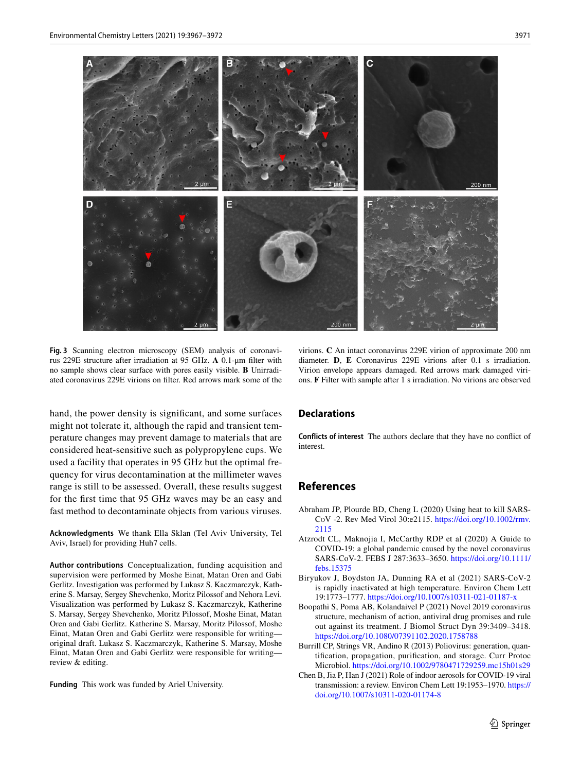Fig. 3 Scanning electron microscopy (SEM) analysis of coronavirus 229E structure after irradiation at 95 GHz. **A** 0.1-µm filter with no sample shows clear surface with pores easily visible. **B** Unirradiated coronavirus 229E virions on filter. Red arrows mark some of the virions. **C** An intact coronavirus 229E virion of approximate 200 nm diameter. **D**, **E** Coronavirus 229E virions after 0.1 s irradiation. Virion envelope appears damaged. Red arrows mark damaged virions. **F** Filter with sample after 1 s irradiation. No virions are observed

hand, the power density is significant, and some surfaces might not tolerate it, although the rapid and transient temperature changes may prevent damage to materials that are considered heat-sensitive such as polypropylene cups. We used a facility that operates in 95 GHz but the optimal frequency for virus decontamination at the millimeter waves range is still to be assessed. Overall, these results suggest for the first time that 95 GHz waves may be an easy and fast method to decontaminate objects from various viruses.

**Acknowledgments** We thank Ella Sklan (Tel Aviv University, Tel Aviv, Israel) for providing Huh7 cells.

**Author contributions** Conceptualization, funding acquisition and supervision were performed by Moshe Einat, Matan Oren and Gabi Gerlitz. Investigation was performed by Lukasz S. Kaczmarczyk, Katherine S. Marsay, Sergey Shevchenko, Moritz Pilossof and Nehora Levi. Visualization was performed by Lukasz S. Kaczmarczyk, Katherine S. Marsay, Sergey Shevchenko, Moritz Pilossof, Moshe Einat, Matan Oren and Gabi Gerlitz. Katherine S. Marsay, Moritz Pilossof, Moshe Einat, Matan Oren and Gabi Gerlitz were responsible for writing—original draft. Lukasz S. Kaczmarczyk, Katherine S. Marsay, Moshe Einat, Matan Oren and Gabi Gerlitz were responsible for writing—review & editing.

**Funding** This work was funded by Ariel University.

## Declarations

**Conflicts of interest** The authors declare that they have no conflict of interest.

## References

Abraham JP, Plourde BD, Cheng L (2020) Using heat to kill SARS-CoV -2. Rev Med Virol 30:e2115. https://doi.org/10.1002/rmv.2115

Atzrodt CL, Maknojia I, McCarthy RDP et al (2020) A Guide to COVID-19: a global pandemic caused by the novel coronavirus SARS-CoV-2. FEBS J 287:3633–3650. https://doi.org/10.1111/febs.15375

Biryukov J, Boydston JA, Dunning RA et al (2021) SARS-CoV-2 is rapidly inactivated at high temperature. Environ Chem Lett 19:1773–1777. https://doi.org/10.1007/s10311-021-01187-x

Boopathi S, Poma AB, Kolandaivel P (2021) Novel 2019 coronavirus structure, mechanism of action, antiviral drug promises and rule out against its treatment. J Biomol Struct Dyn 39:3409–3418. https://doi.org/10.1080/07391102.2020.1758788

Burrill CP, Strings VR, Andino R (2013) Poliovirus: generation, quantification, propagation, purification, and storage. Curr Protoc Microbiol. https://doi.org/10.1002/9780471729259.mc15h01s29

Chen B, Jia P, Han J (2021) Role of indoor aerosols for COVID-19 viral transmission: a review. Environ Chem Lett 19:1953–1970. https://doi.org/10.1007/s10311-020-01174-8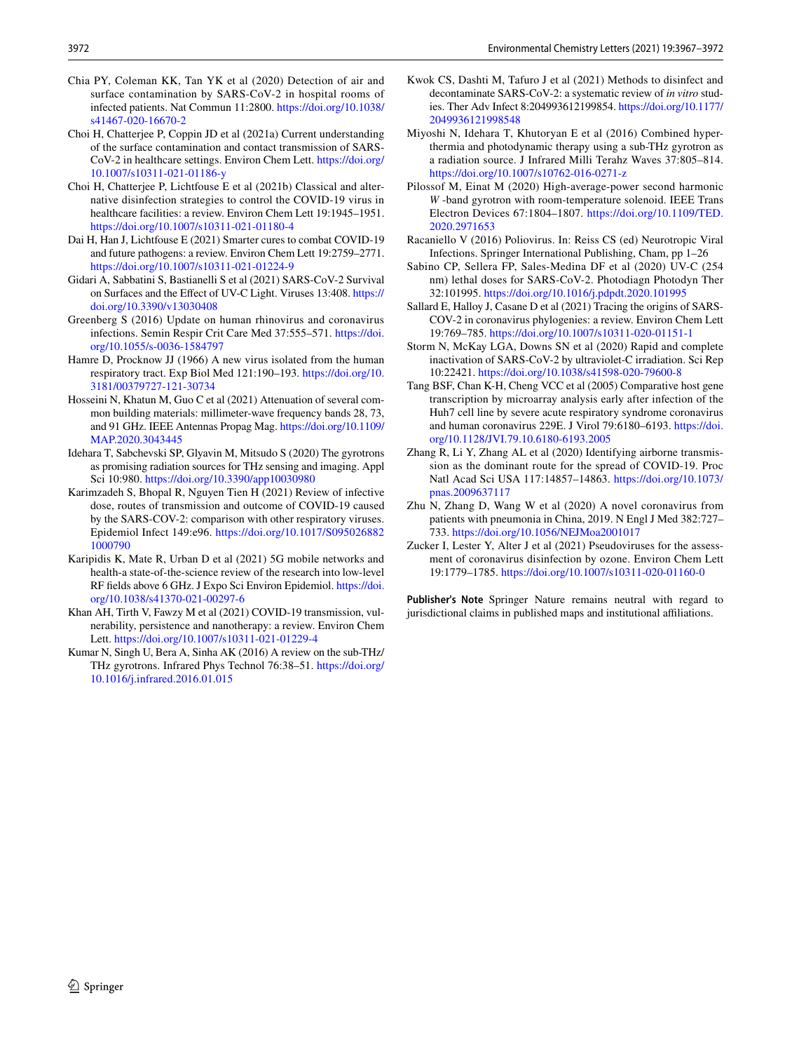Chia PY, Coleman KK, Tan YK et al (2020) Detection of air and surface contamination by SARS-CoV-2 in hospital rooms of infected patients. Nat Commun 11:2800. https://doi.org/10.1038/s41467-020-16670-2

Choi H, Chatterjee P, Coppin JD et al (2021a) Current understanding of the surface contamination and contact transmission of SARS-CoV-2 in healthcare settings. Environ Chem Lett. https://doi.org/10.1007/s10311-021-01186-y

Choi H, Chatterjee P, Lichtfouse E et al (2021b) Classical and alternative disinfection strategies to control the COVID-19 virus in healthcare facilities: a review. Environ Chem Lett 19:1945–1951. https://doi.org/10.1007/s10311-021-01180-4

Dai H, Han J, Lichtfouse E (2021) Smarter cures to combat COVID-19 and future pathogens: a review. Environ Chem Lett 19:2759–2771. https://doi.org/10.1007/s10311-021-01224-9

Gidari A, Sabbatini S, Bastianelli S et al (2021) SARS-CoV-2 Survival on Surfaces and the Effect of UV-C Light. Viruses 13:408. https://doi.org/10.3390/v13030408

Greenberg S (2016) Update on human rhinovirus and coronavirus infections. Semin Respir Crit Care Med 37:555–571. https://doi.org/10.1055/s-0036-1584797

Hamre D, Procknow JJ (1966) A new virus isolated from the human respiratory tract. Exp Biol Med 121:190–193. https://doi.org/10.3181/00379727-121-30734

Hosseini N, Khatun M, Guo C et al (2021) Attenuation of several common building materials: millimeter-wave frequency bands 28, 73, and 91 GHz. IEEE Antennas Propag Mag. https://doi.org/10.1109/MAP.2020.3043445

Idehara T, Sabchevski SP, Glyavin M, Mitsudo S (2020) The gyrotrons as promising radiation sources for THz sensing and imaging. Appl Sci 10:980. https://doi.org/10.3390/app10030980

Karimzadeh S, Bhopal R, Nguyen Tien H (2021) Review of infective dose, routes of transmission and outcome of COVID-19 caused by the SARS-COV-2: comparison with other respiratory viruses. Epidemiol Infect 149:e96. https://doi.org/10.1017/S0950268821000790

Karipidis K, Mate R, Urban D et al (2021) 5G mobile networks and health-a state-of-the-science review of the research into low-level RF fields above 6 GHz. J Expo Sci Environ Epidemiol. https://doi.org/10.1038/s41370-021-00297-6

Khan AH, Tirth V, Fawzy M et al (2021) COVID-19 transmission, vulnerability, persistence and nanotherapy: a review. Environ Chem Lett. https://doi.org/10.1007/s10311-021-01229-4

Kumar N, Singh U, Bera A, Sinha AK (2016) A review on the sub-THz/THz gyrotrons. Infrared Phys Technol 76:38–51. https://doi.org/10.1016/j.infrared.2016.01.015

Kwok CS, Dashti M, Tafuro J et al (2021) Methods to disinfect and decontaminate SARS-CoV-2: a systematic review of *in vitro* studies. Ther Adv Infect 8:204993612199854. https://doi.org/10.1177/2049936121998548

Miyoshi N, Idehara T, Khutoryan E et al (2016) Combined hyperthermia and photodynamic therapy using a sub-THz gyrotron as a radiation source. J Infrared Milli Terahz Waves 37:805–814. https://doi.org/10.1007/s10762-016-0271-z

Pilossof M, Einat M (2020) High-average-power second harmonic *W* -band gyrotron with room-temperature solenoid. IEEE Trans Electron Devices 67:1804–1807. https://doi.org/10.1109/TED.2020.2971653

Racaniello V (2016) Poliovirus. In: Reiss CS (ed) Neurotropic Viral Infections. Springer International Publishing, Cham, pp 1–26

Sabino CP, Sellera FP, Sales-Medina DF et al (2020) UV-C (254 nm) lethal doses for SARS-CoV-2. Photodiagn Photodyn Ther 32:101995. https://doi.org/10.1016/j.pdpdt.2020.101995

Sallard E, Halloy J, Casane D et al (2021) Tracing the origins of SARS-COV-2 in coronavirus phylogenies: a review. Environ Chem Lett 19:769–785. https://doi.org/10.1007/s10311-020-01151-1

Storm N, McKay LGA, Downs SN et al (2020) Rapid and complete inactivation of SARS-CoV-2 by ultraviolet-C irradiation. Sci Rep 10:22421. https://doi.org/10.1038/s41598-020-79600-8

Tang BSF, Chan K-H, Cheng VCC et al (2005) Comparative host gene transcription by microarray analysis early after infection of the Huh7 cell line by severe acute respiratory syndrome coronavirus and human coronavirus 229E. J Virol 79:6180–6193. https://doi.org/10.1128/JVI.79.10.6180-6193.2005

Zhang R, Li Y, Zhang AL et al (2020) Identifying airborne transmission as the dominant route for the spread of COVID-19. Proc Natl Acad Sci USA 117:14857–14863. https://doi.org/10.1073/pnas.2009637117

Zhu N, Zhang D, Wang W et al (2020) A novel coronavirus from patients with pneumonia in China, 2019. N Engl J Med 382:727–733. https://doi.org/10.1056/NEJMoa2001017

Zucker I, Lester Y, Alter J et al (2021) Pseudoviruses for the assessment of coronavirus disinfection by ozone. Environ Chem Lett 19:1779–1785. https://doi.org/10.1007/s10311-020-01160-0

**Publisher's Note** Springer Nature remains neutral with regard to jurisdictional claims in published maps and institutional affiliations.